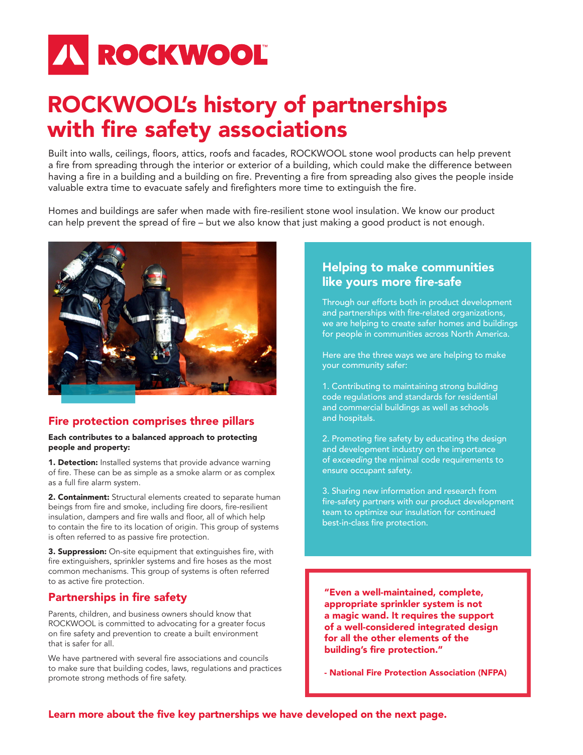ROCKWOOL

# ROCKWOOL's history of partnerships with fire safety associations

Built into walls, ceilings, floors, attics, roofs and facades, ROCKWOOL stone wool products can help prevent a fire from spreading through the interior or exterior of a building, which could make the difference between having a fire in a building and a building on fire. Preventing a fire from spreading also gives the people inside valuable extra time to evacuate safely and firefighters more time to extinguish the fire.

Homes and buildings are safer when made with fire-resilient stone wool insulation. We know our product can help prevent the spread of fire – but we also know that just making a good product is not enough.

## Fire protection comprises three pillars

**Each contributes to a balanced approach to protecting people and property:**

**1. Detection:** Installed systems that provide advance warning of fire. These can be as simple as a smoke alarm or as complex as a full fire alarm system.

**2. Containment:** Structural elements created to separate human beings from fire and smoke, including fire doors, fire-resilient insulation, dampers and fire walls and floor, all of which help to contain the fire to its location of origin. This group of systems is often referred to as passive fire protection.

**3. Suppression:** On-site equipment that extinguishes fire, with fire extinguishers, sprinkler systems and fire hoses as the most common mechanisms. This group of systems is often referred to as active fire protection.

## Partnerships in fire safety

Parents, children, and business owners should know that ROCKWOOL is committed to advocating for a greater focus on fire safety and prevention to create a built environment that is safer for all.

We have partnered with several fire associations and councils to make sure that building codes, laws, regulations and practices promote strong methods of fire safety.

## Helping to make communities like yours more fire-safe

Through our efforts both in product development and partnerships with fire-related organizations, we are helping to create safer homes and buildings for people in communities across North America.

Here are the three ways we are helping to make your community safer:

1. Contributing to maintaining strong building code regulations and standards for residential and commercial buildings as well as schools and hospitals.

2. Promoting fire safety by educating the design and development industry on the importance of *exceeding* the minimal code requirements to ensure occupant safety.

3. Sharing new information and research from fire-safety partners with our product development team to optimize our insulation for continued best-in-class fire protection.

> **"Even a well-maintained, complete, appropriate sprinkler system is not a magic wand. It requires the support of a well-considered integrated design for all the other elements of the building's fire protection."**
>
> **- National Fire Protection Association (NFPA)**

**Learn more about the five key partnerships we have developed on the next page.**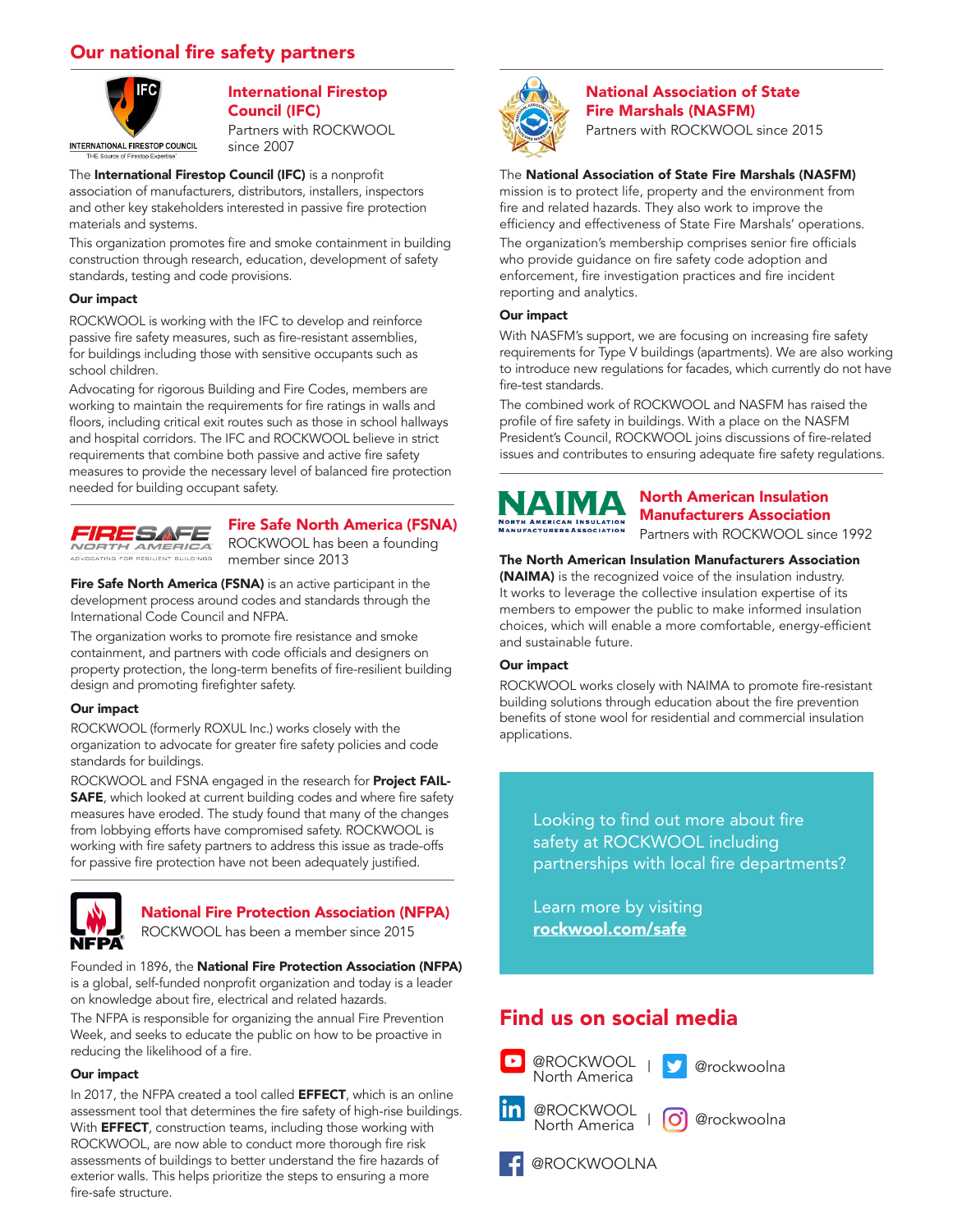## Our national fire safety partners

### International Firestop Council (IFC)

Partners with ROCKWOOL since 2007

The **International Firestop Council (IFC)** is a nonprofit association of manufacturers, distributors, installers, inspectors and other key stakeholders interested in passive fire protection materials and systems.

This organization promotes fire and smoke containment in building construction through research, education, development of safety standards, testing and code provisions.

**Our impact**

ROCKWOOL is working with the IFC to develop and reinforce passive fire safety measures, such as fire-resistant assemblies, for buildings including those with sensitive occupants such as school children.

Advocating for rigorous Building and Fire Codes, members are working to maintain the requirements for fire ratings in walls and floors, including critical exit routes such as those in school hallways and hospital corridors. The IFC and ROCKWOOL believe in strict requirements that combine both passive and active fire safety measures to provide the necessary level of balanced fire protection needed for building occupant safety.

### Fire Safe North America (FSNA)

ROCKWOOL has been a founding member since 2013

**Fire Safe North America (FSNA)** is an active participant in the development process around codes and standards through the International Code Council and NFPA.

The organization works to promote fire resistance and smoke containment, and partners with code officials and designers on property protection, the long-term benefits of fire-resilient building design and promoting firefighter safety.

**Our impact**

ROCKWOOL (formerly ROXUL Inc.) works closely with the organization to advocate for greater fire safety policies and code standards for buildings.

ROCKWOOL and FSNA engaged in the research for **Project FAIL-SAFE**, which looked at current building codes and where fire safety measures have eroded. The study found that many of the changes from lobbying efforts have compromised safety. ROCKWOOL is working with fire safety partners to address this issue as trade-offs for passive fire protection have not been adequately justified.

### National Fire Protection Association (NFPA)

ROCKWOOL has been a member since 2015

Founded in 1896, the **National Fire Protection Association (NFPA)** is a global, self-funded nonprofit organization and today is a leader on knowledge about fire, electrical and related hazards.

The NFPA is responsible for organizing the annual Fire Prevention Week, and seeks to educate the public on how to be proactive in reducing the likelihood of a fire.

**Our impact**

In 2017, the NFPA created a tool called **EFFECT**, which is an online assessment tool that determines the fire safety of high-rise buildings. With **EFFECT**, construction teams, including those working with ROCKWOOL, are now able to conduct more thorough fire risk assessments of buildings to better understand the fire hazards of exterior walls. This helps prioritize the steps to ensuring a more fire-safe structure.

### National Association of State Fire Marshals (NASFM)

Partners with ROCKWOOL since 2015

The **National Association of State Fire Marshals (NASFM)** mission is to protect life, property and the environment from fire and related hazards. They also work to improve the efficiency and effectiveness of State Fire Marshals' operations.

The organization's membership comprises senior fire officials who provide guidance on fire safety code adoption and enforcement, fire investigation practices and fire incident reporting and analytics.

**Our impact**

With NASFM's support, we are focusing on increasing fire safety requirements for Type V buildings (apartments). We are also working to introduce new regulations for facades, which currently do not have fire-test standards.

The combined work of ROCKWOOL and NASFM has raised the profile of fire safety in buildings. With a place on the NASFM President's Council, ROCKWOOL joins discussions of fire-related issues and contributes to ensuring adequate fire safety regulations.

### North American Insulation Manufacturers Association

Partners with ROCKWOOL since 1992

**The North American Insulation Manufacturers Association (NAIMA)** is the recognized voice of the insulation industry. It works to leverage the collective insulation expertise of its members to empower the public to make informed insulation choices, which will enable a more comfortable, energy-efficient and sustainable future.

**Our impact**

ROCKWOOL works closely with NAIMA to promote fire-resistant building solutions through education about the fire prevention benefits of stone wool for residential and commercial insulation applications.

Looking to find out more about fire safety at ROCKWOOL including partnerships with local fire departments?

Learn more by visiting **rockwool.com/safe**

## Find us on social media

@ROCKWOOL North America | @rockwoolna

@ROCKWOOL North America | @rockwoolna

@ROCKWOOLNA